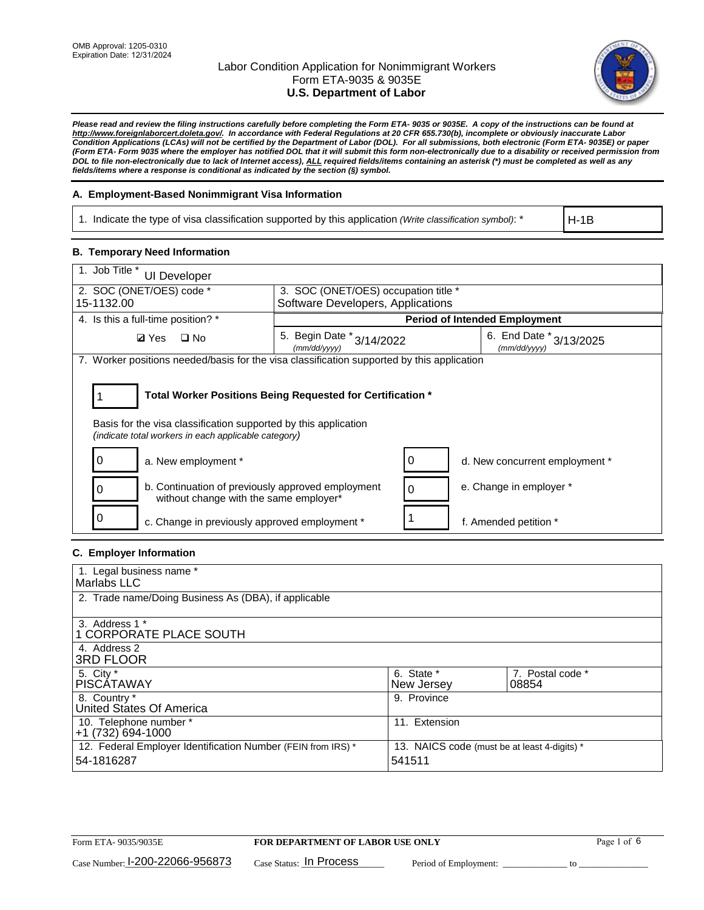OMB Approval: 1205-0310
Expiration Date: 12/31/2024

# Labor Condition Application for Nonimmigrant Workers
## Form ETA-9035 & 9035E
## U.S. Department of Labor

***Please read and review the filing instructions carefully before completing the Form ETA- 9035 or 9035E. A copy of the instructions can be found at http://www.foreignlaborcert.doleta.gov/. In accordance with Federal Regulations at 20 CFR 655.730(b), incomplete or obviously inaccurate Labor Condition Applications (LCAs) will not be certified by the Department of Labor (DOL). For all submissions, both electronic (Form ETA- 9035E) or paper (Form ETA- Form 9035 where the employer has notified DOL that it will submit this form non-electronically due to a disability or received permission from DOL to file non-electronically due to lack of Internet access), ALL required fields/items containing an asterisk (*) must be completed as well as any fields/items where a response is conditional as indicated by the section (§) symbol.***

### A. Employment-Based Nonimmigrant Visa Information

| 1. Indicate the type of visa classification supported by this application *(Write classification symbol)*: * | H-1B |
|---|---|

### B. Temporary Need Information

| 1. Job Title * UI Developer | | |
|---|---|---|
| 2. SOC (ONET/OES) code * 15-1132.00 | 3. SOC (ONET/OES) occupation title * Software Developers, Applications | |
| 4. Is this a full-time position? * ☑ Yes ☐ No | **Period of Intended Employment** | |
| | 5. Begin Date * (mm/dd/yyyy) 3/14/2022 | 6. End Date * (mm/dd/yyyy) 3/13/2025 |

7. Worker positions needed/basis for the visa classification supported by this application

**1** — **Total Worker Positions Being Requested for Certification ***

Basis for the visa classification supported by this application
*(indicate total workers in each applicable category)*

| Count | Category | Count | Category |
|---|---|---|---|
| 0 | a. New employment * | 0 | d. New concurrent employment * |
| 0 | b. Continuation of previously approved employment without change with the same employer* | 0 | e. Change in employer * |
| 0 | c. Change in previously approved employment * | 1 | f. Amended petition * |

### C. Employer Information

| 1. Legal business name * Marlabs LLC | | |
|---|---|---|
| 2. Trade name/Doing Business As (DBA), if applicable | | |
| 3. Address 1 * 1 CORPORATE PLACE SOUTH | | |
| 4. Address 2 3RD FLOOR | | |
| 5. City * PISCATAWAY | 6. State * New Jersey | 7. Postal code * 08854 |
| 8. Country * United States Of America | 9. Province | |
| 10. Telephone number * +1 (732) 694-1000 | 11. Extension | |
| 12. Federal Employer Identification Number (FEIN from IRS) * 54-1816287 | 13. NAICS code (must be at least 4-digits) * 541511 | |

Form ETA- 9035/9035E — **FOR DEPARTMENT OF LABOR USE ONLY**

Case Number: I-200-22066-956873 Case Status: In Process Period of Employment: ______________ to ______________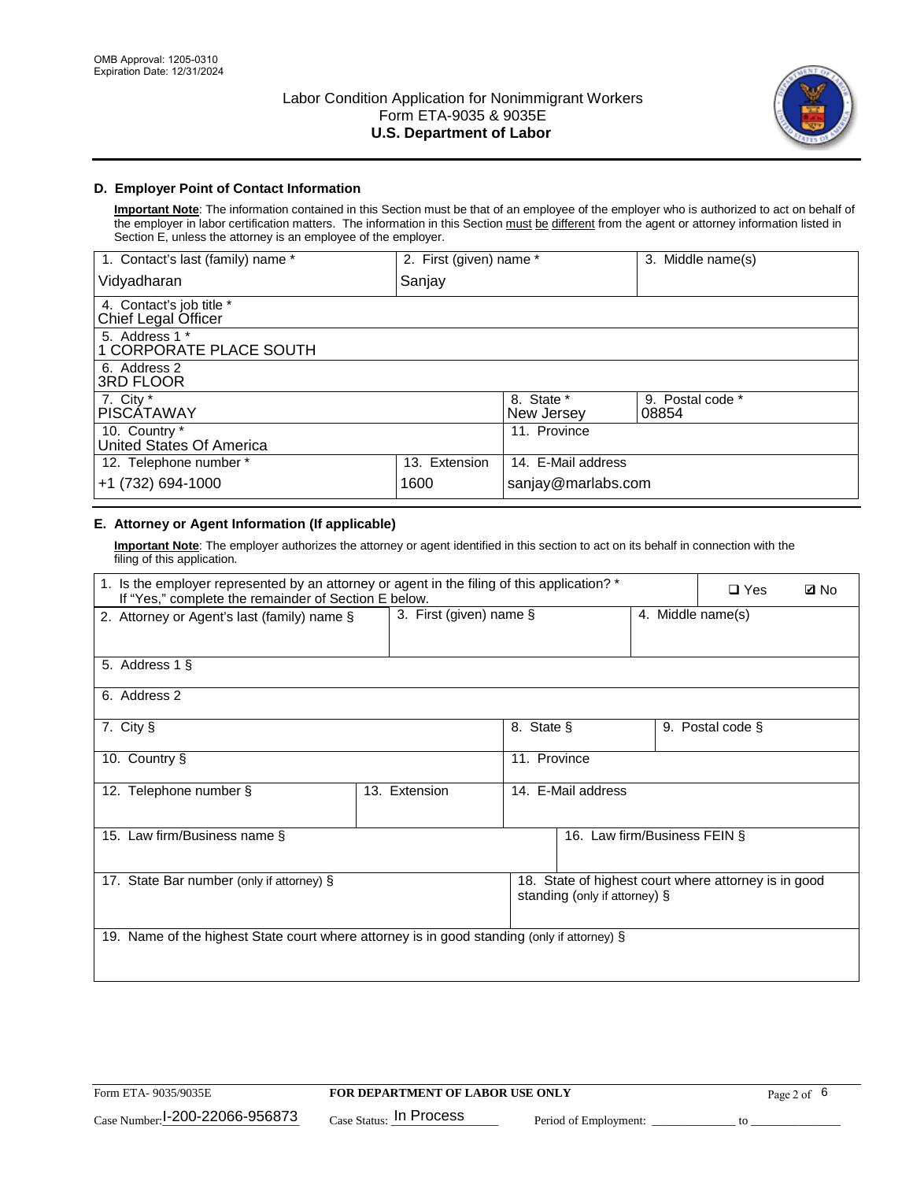OMB Approval: 1205-0310
Expiration Date: 12/31/2024

# Labor Condition Application for Nonimmigrant Workers
## Form ETA-9035 & 9035E
## U.S. Department of Labor

### D. Employer Point of Contact Information

**Important Note**: The information contained in this Section must be that of an employee of the employer who is authorized to act on behalf of the employer in labor certification matters. The information in this Section must be different from the agent or attorney information listed in Section E, unless the attorney is an employee of the employer.

| 1. Contact's last (family) name * | 2. First (given) name * | 3. Middle name(s) |
|---|---|---|
| Vidyadharan | Sanjay | |

| 4. Contact's job title * |
|---|
| Chief Legal Officer |

| 5. Address 1 * |
|---|
| 1 CORPORATE PLACE SOUTH |

| 6. Address 2 |
|---|
| 3RD FLOOR |

| 7. City * | 8. State * | 9. Postal code * |
|---|---|---|
| PISCATAWAY | New Jersey | 08854 |

| 10. Country * | 11. Province |
|---|---|
| United States Of America | |

| 12. Telephone number * | 13. Extension | 14. E-Mail address |
|---|---|---|
| +1 (732) 694-1000 | 1600 | sanjay@marlabs.com |

### E. Attorney or Agent Information (If applicable)

**Important Note**: The employer authorizes the attorney or agent identified in this section to act on its behalf in connection with the filing of this application.

| 1. Is the employer represented by an attorney or agent in the filing of this application? * If "Yes," complete the remainder of Section E below. | ☐ Yes | ☑ No |
|---|---|---|

| 2. Attorney or Agent's last (family) name § | 3. First (given) name § | 4. Middle name(s) |
|---|---|---|
| | | |

| 5. Address 1 § |
|---|
| |

| 6. Address 2 |
|---|
| |

| 7. City § | 8. State § | 9. Postal code § |
|---|---|---|
| | | |

| 10. Country § | 11. Province |
|---|---|
| | |

| 12. Telephone number § | 13. Extension | 14. E-Mail address |
|---|---|---|
| | | |

| 15. Law firm/Business name § | 16. Law firm/Business FEIN § |
|---|---|
| | |

| 17. State Bar number (only if attorney) § | 18. State of highest court where attorney is in good standing (only if attorney) § |
|---|---|
| | |

| 19. Name of the highest State court where attorney is in good standing (only if attorney) § |
|---|
| |

Form ETA- 9035/9035E | FOR DEPARTMENT OF LABOR USE ONLY

Case Number: I-200-22066-956873 Case Status: In Process Period of Employment: ____________ to ____________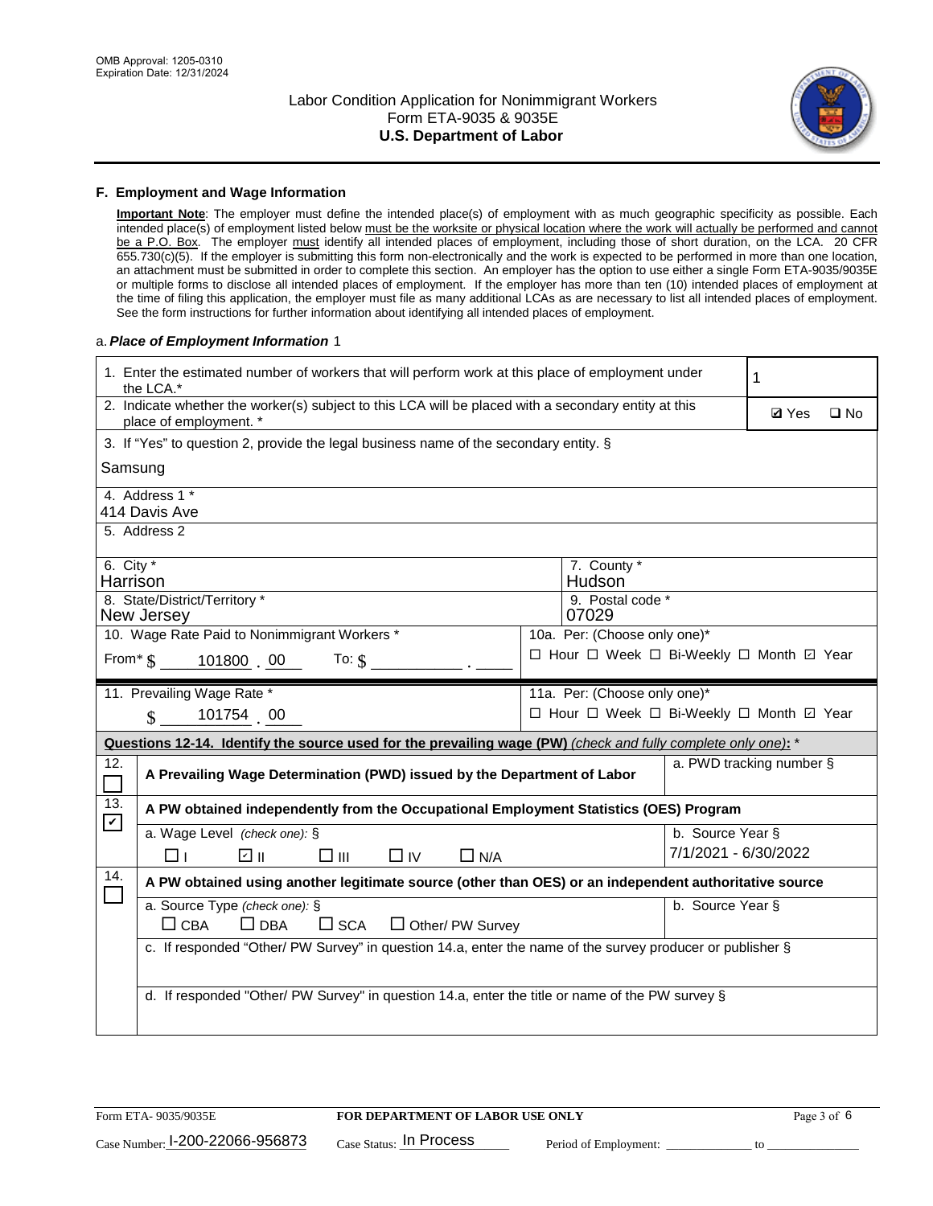## F. Employment and Wage Information

**Important Note**: The employer must define the intended place(s) of employment with as much geographic specificity as possible. Each intended place(s) of employment listed below must be the worksite or physical location where the work will actually be performed and cannot be a P.O. Box. The employer must identify all intended places of employment, including those of short duration, on the LCA. 20 CFR 655.730(c)(5). If the employer is submitting this form non-electronically and the work is expected to be performed in more than one location, an attachment must be submitted in order to complete this section. An employer has the option to use either a single Form ETA-9035/9035E or multiple forms to disclose all intended places of employment. If the employer has more than ten (10) intended places of employment at the time of filing this application, the employer must file as many additional LCAs as are necessary to list all intended places of employment. See the form instructions for further information about identifying all intended places of employment.

a. ***Place of Employment Information*** 1

| | |
|---|---|
| 1. Enter the estimated number of workers that will perform work at this place of employment under the LCA.* | 1 |
| 2. Indicate whether the worker(s) subject to this LCA will be placed with a secondary entity at this place of employment. * | ☑ Yes ☐ No |
| 3. If "Yes" to question 2, provide the legal business name of the secondary entity. § Samsung | |
| 4. Address 1 * 414 Davis Ave | |
| 5. Address 2 | |
| 6. City * Harrison | 7. County * Hudson |
| 8. State/District/Territory * New Jersey | 9. Postal code * 07029 |
| 10. Wage Rate Paid to Nonimmigrant Workers * From* $ 101800 . 00 To: $ ______ . ____ | 10a. Per: (Choose only one)* ☐ Hour ☐ Week ☐ Bi-Weekly ☐ Month ☑ Year |
| 11. Prevailing Wage Rate * $ 101754 . 00 | 11a. Per: (Choose only one)* ☐ Hour ☐ Week ☐ Bi-Weekly ☐ Month ☑ Year |

**Questions 12-14. Identify the source used for the prevailing wage (PW)** *(check and fully complete only one)*: *

| | | |
|---|---|---|
| 12. ☐ | **A Prevailing Wage Determination (PWD) issued by the Department of Labor** | a. PWD tracking number § |
| 13. ☑ | **A PW obtained independently from the Occupational Employment Statistics (OES) Program** | |
| | a. Wage Level *(check one)*: § ☐ I ☑ II ☐ III ☐ IV ☐ N/A | b. Source Year § 7/1/2021 - 6/30/2022 |
| 14. ☐ | **A PW obtained using another legitimate source (other than OES) or an independent authoritative source** | |
| | a. Source Type *(check one)*: § ☐ CBA ☐ DBA ☐ SCA ☐ Other/ PW Survey | b. Source Year § |
| | c. If responded "Other/ PW Survey" in question 14.a, enter the name of the survey producer or publisher § | |
| | d. If responded "Other/ PW Survey" in question 14.a, enter the title or name of the PW survey § | |

Form ETA- 9035/9035E | **FOR DEPARTMENT OF LABOR USE ONLY**

Case Number: I-200-22066-956873 Case Status: In Process Period of Employment: ____________ to ____________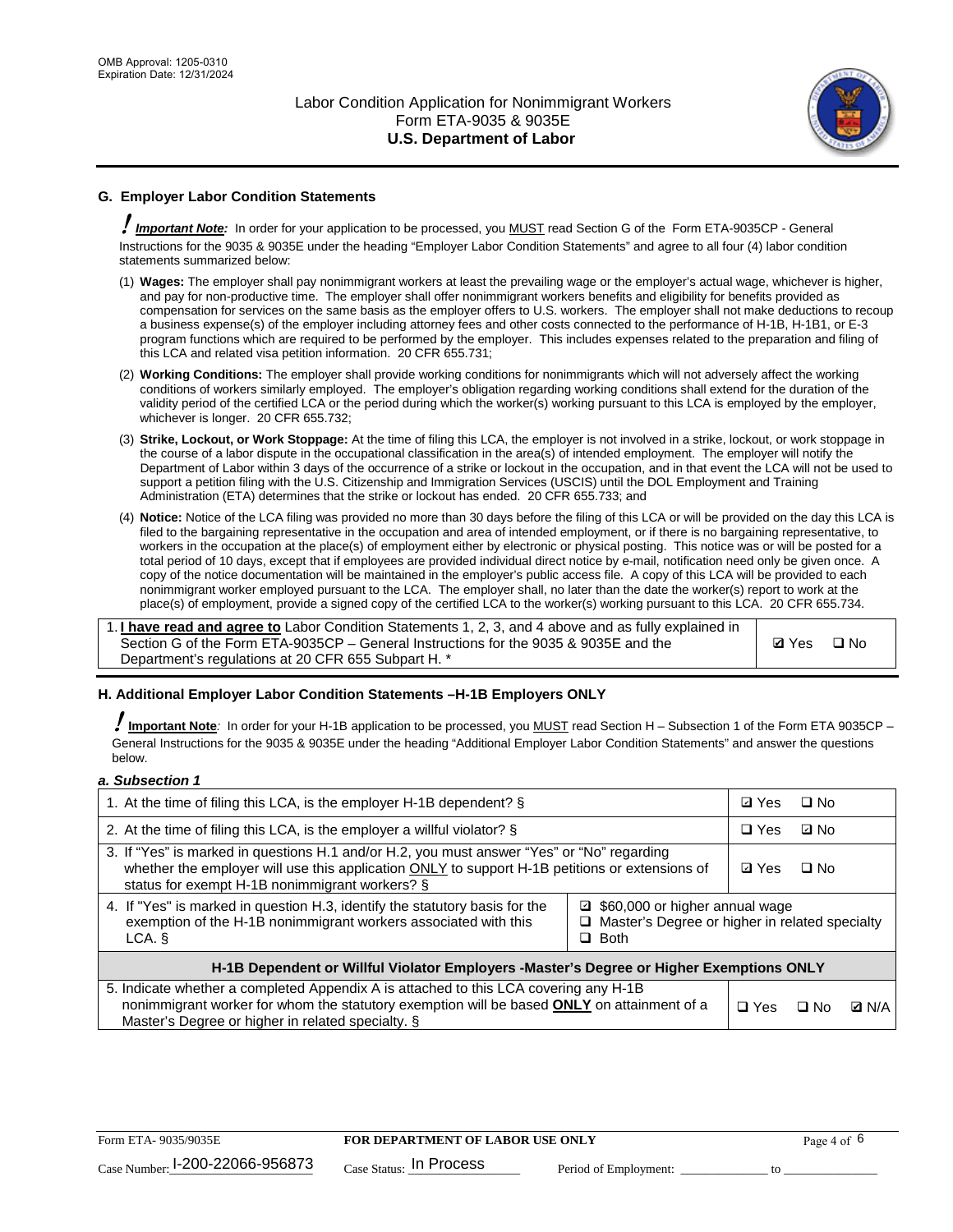## G. Employer Labor Condition Statements

***Important Note:*** In order for your application to be processed, you MUST read Section G of the Form ETA-9035CP - General Instructions for the 9035 & 9035E under the heading "Employer Labor Condition Statements" and agree to all four (4) labor condition statements summarized below:

(1) **Wages:** The employer shall pay nonimmigrant workers at least the prevailing wage or the employer's actual wage, whichever is higher, and pay for non-productive time. The employer shall offer nonimmigrant workers benefits and eligibility for benefits provided as compensation for services on the same basis as the employer offers to U.S. workers. The employer shall not make deductions to recoup a business expense(s) of the employer including attorney fees and other costs connected to the performance of H-1B, H-1B1, or E-3 program functions which are required to be performed by the employer. This includes expenses related to the preparation and filing of this LCA and related visa petition information. 20 CFR 655.731;

(2) **Working Conditions:** The employer shall provide working conditions for nonimmigrants which will not adversely affect the working conditions of workers similarly employed. The employer's obligation regarding working conditions shall extend for the duration of the validity period of the certified LCA or the period during which the worker(s) working pursuant to this LCA is employed by the employer, whichever is longer. 20 CFR 655.732;

(3) **Strike, Lockout, or Work Stoppage:** At the time of filing this LCA, the employer is not involved in a strike, lockout, or work stoppage in the course of a labor dispute in the occupational classification in the area(s) of intended employment. The employer will notify the Department of Labor within 3 days of the occurrence of a strike or lockout in the occupation, and in that event the LCA will not be used to support a petition filing with the U.S. Citizenship and Immigration Services (USCIS) until the DOL Employment and Training Administration (ETA) determines that the strike or lockout has ended. 20 CFR 655.733; and

(4) **Notice:** Notice of the LCA filing was provided no more than 30 days before the filing of this LCA or will be provided on the day this LCA is filed to the bargaining representative in the occupation and area of intended employment, or if there is no bargaining representative, to workers in the occupation at the place(s) of employment either by electronic or physical posting. This notice was or will be posted for a total period of 10 days, except that if employees are provided individual direct notice by e-mail, notification need only be given once. A copy of the notice documentation will be maintained in the employer's public access file. A copy of this LCA will be provided to each nonimmigrant worker employed pursuant to the LCA. The employer shall, no later than the date the worker(s) report to work at the place(s) of employment, provide a signed copy of the certified LCA to the worker(s) working pursuant to this LCA. 20 CFR 655.734.

| | |
|---|---|
| 1. **I have read and agree to** Labor Condition Statements 1, 2, 3, and 4 above and as fully explained in Section G of the Form ETA-9035CP – General Instructions for the 9035 & 9035E and the Department's regulations at 20 CFR 655 Subpart H. * | ☑ Yes ☐ No |

## H. Additional Employer Labor Condition Statements –H-1B Employers ONLY

***Important Note:*** In order for your H-1B application to be processed, you MUST read Section H – Subsection 1 of the Form ETA 9035CP – General Instructions for the 9035 & 9035E under the heading "Additional Employer Labor Condition Statements" and answer the questions below.

*a. Subsection 1*

| | |
|---|---|
| 1. At the time of filing this LCA, is the employer H-1B dependent? § | ☑ Yes ☐ No |
| 2. At the time of filing this LCA, is the employer a willful violator? § | ☐ Yes ☑ No |
| 3. If "Yes" is marked in questions H.1 and/or H.2, you must answer "Yes" or "No" regarding whether the employer will use this application ONLY to support H-1B petitions or extensions of status for exempt H-1B nonimmigrant workers? § | ☑ Yes ☐ No |
| 4. If "Yes" is marked in question H.3, identify the statutory basis for the exemption of the H-1B nonimmigrant workers associated with this LCA. § | ☑ $60,000 or higher annual wage<br>☐ Master's Degree or higher in related specialty<br>☐ Both |
| **H-1B Dependent or Willful Violator Employers -Master's Degree or Higher Exemptions ONLY** | |
| 5. Indicate whether a completed Appendix A is attached to this LCA covering any H-1B nonimmigrant worker for whom the statutory exemption will be based **ONLY** on attainment of a Master's Degree or higher in related specialty. § | ☐ Yes ☐ No ☑ N/A |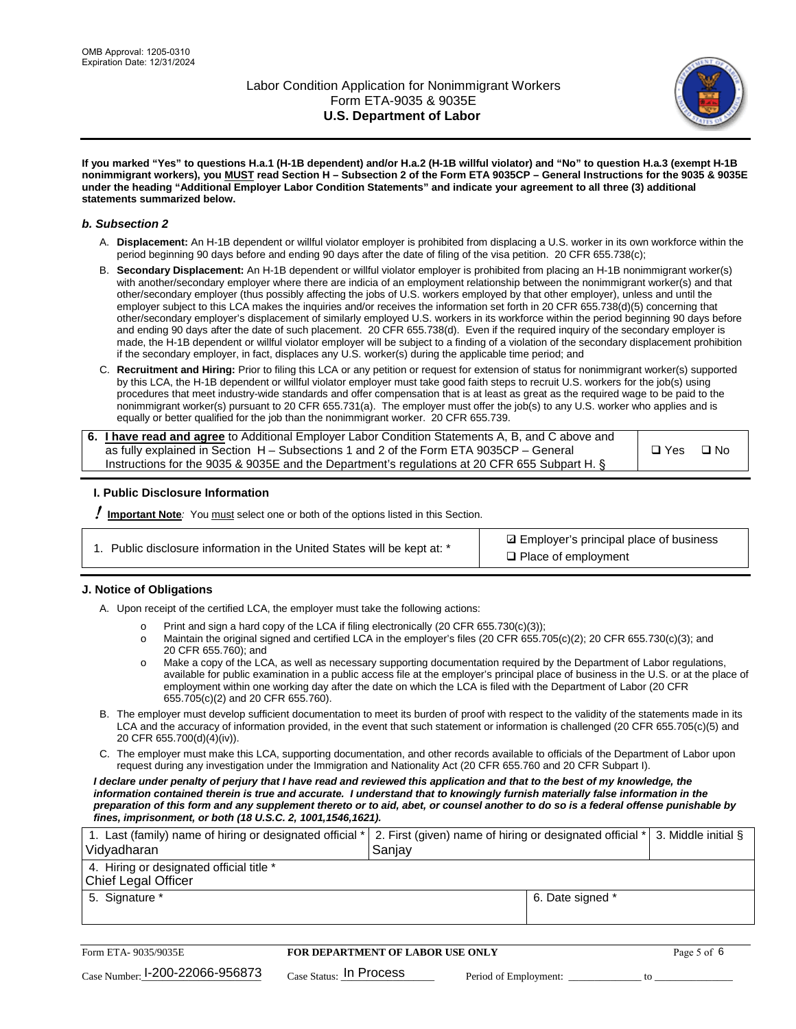If you marked "Yes" to questions H.a.1 (H-1B dependent) and/or H.a.2 (H-1B willful violator) and "No" to question H.a.3 (exempt H-1B nonimmigrant workers), you MUST read Section H – Subsection 2 of the Form ETA 9035CP – General Instructions for the 9035 & 9035E under the heading "Additional Employer Labor Condition Statements" and indicate your agreement to all three (3) additional statements summarized below.

### *b. Subsection 2*

A. **Displacement:** An H-1B dependent or willful violator employer is prohibited from displacing a U.S. worker in its own workforce within the period beginning 90 days before and ending 90 days after the date of filing of the visa petition. 20 CFR 655.738(c);

B. **Secondary Displacement:** An H-1B dependent or willful violator employer is prohibited from placing an H-1B nonimmigrant worker(s) with another/secondary employer where there are indicia of an employment relationship between the nonimmigrant worker(s) and that other/secondary employer (thus possibly affecting the jobs of U.S. workers employed by that other employer), unless and until the employer subject to this LCA makes the inquiries and/or receives the information set forth in 20 CFR 655.738(d)(5) concerning that other/secondary employer's displacement of similarly employed U.S. workers in its workforce within the period beginning 90 days before and ending 90 days after the date of such placement. 20 CFR 655.738(d). Even if the required inquiry of the secondary employer is made, the H-1B dependent or willful violator employer will be subject to a finding of a violation of the secondary displacement prohibition if the secondary employer, in fact, displaces any U.S. worker(s) during the applicable time period; and

C. **Recruitment and Hiring:** Prior to filing this LCA or any petition or request for extension of status for nonimmigrant worker(s) supported by this LCA, the H-1B dependent or willful violator employer must take good faith steps to recruit U.S. workers for the job(s) using procedures that meet industry-wide standards and offer compensation that is at least as great as the required wage to be paid to the nonimmigrant worker(s) pursuant to 20 CFR 655.731(a). The employer must offer the job(s) to any U.S. worker who applies and is equally or better qualified for the job than the nonimmigrant worker. 20 CFR 655.739.

| 6. **I have read and agree** to Additional Employer Labor Condition Statements A, B, and C above and as fully explained in Section H – Subsections 1 and 2 of the Form ETA 9035CP – General Instructions for the 9035 & 9035E and the Department's regulations at 20 CFR 655 Subpart H. § | ❑ Yes ❑ No |
|---|---|

## I. Public Disclosure Information

**! Important Note**: You must select one or both of the options listed in this Section.

| 1. Public disclosure information in the United States will be kept at: * | ☑ Employer's principal place of business<br>❑ Place of employment |
|---|---|

## J. Notice of Obligations

A. Upon receipt of the certified LCA, the employer must take the following actions:

- Print and sign a hard copy of the LCA if filing electronically (20 CFR 655.730(c)(3));
- Maintain the original signed and certified LCA in the employer's files (20 CFR 655.705(c)(2); 20 CFR 655.730(c)(3); and 20 CFR 655.760); and
- Make a copy of the LCA, as well as necessary supporting documentation required by the Department of Labor regulations, available for public examination in a public access file at the employer's principal place of business in the U.S. or at the place of employment within one working day after the date on which the LCA is filed with the Department of Labor (20 CFR 655.705(c)(2) and 20 CFR 655.760).

B. The employer must develop sufficient documentation to meet its burden of proof with respect to the validity of the statements made in its LCA and the accuracy of information provided, in the event that such statement or information is challenged (20 CFR 655.705(c)(5) and 20 CFR 655.700(d)(4)(iv)).

C. The employer must make this LCA, supporting documentation, and other records available to officials of the Department of Labor upon request during any investigation under the Immigration and Nationality Act (20 CFR 655.760 and 20 CFR Subpart I).

***I declare under penalty of perjury that I have read and reviewed this application and that to the best of my knowledge, the information contained therein is true and accurate. I understand that to knowingly furnish materially false information in the preparation of this form and any supplement thereto or to aid, abet, or counsel another to do so is a federal offense punishable by fines, imprisonment, or both (18 U.S.C. 2, 1001,1546,1621).***

| 1. Last (family) name of hiring or designated official *<br>Vidyadharan | 2. First (given) name of hiring or designated official *<br>Sanjay | 3. Middle initial § |
|---|---|---|
| 4. Hiring or designated official title *<br>Chief Legal Officer | | |
| 5. Signature * | 6. Date signed * | |

| Form ETA- 9035/9035E | FOR DEPARTMENT OF LABOR USE ONLY | |
|---|---|---|
| Case Number: I-200-22066-956873 | Case Status: In Process | Period of Employment: _____________ to _____________ |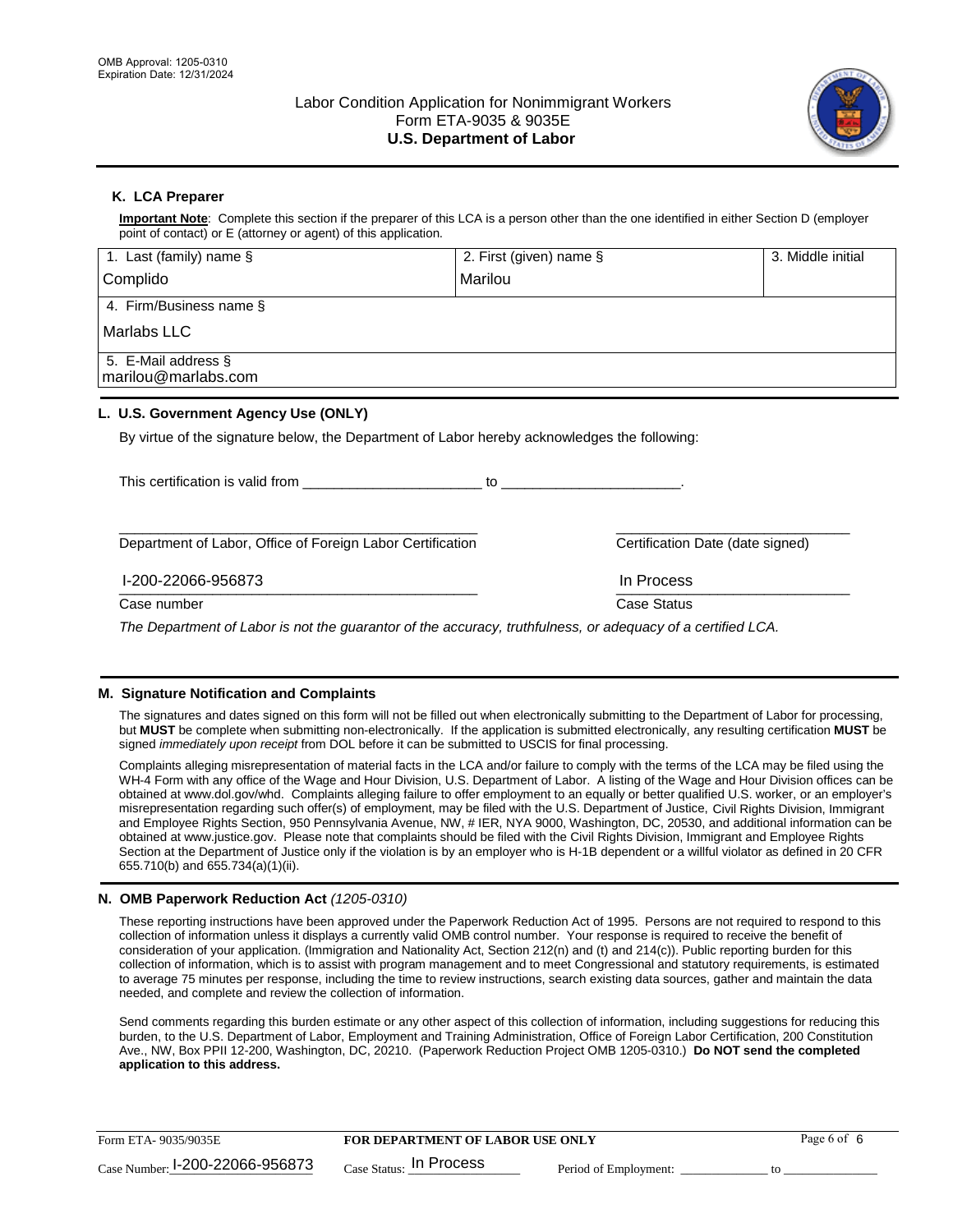OMB Approval: 1205-0310
Expiration Date: 12/31/2024

# Labor Condition Application for Nonimmigrant Workers
# Form ETA-9035 & 9035E
# **U.S. Department of Labor**

### K. LCA Preparer

**Important Note**: Complete this section if the preparer of this LCA is a person other than the one identified in either Section D (employer point of contact) or E (attorney or agent) of this application.

| 1. Last (family) name § | 2. First (given) name § | 3. Middle initial |
|---|---|---|
| Complido | Marilou | |
| 4. Firm/Business name § | | |
| Marlabs LLC | | |
| 5. E-Mail address § | | |
| marilou@marlabs.com | | |

### L. U.S. Government Agency Use (ONLY)

By virtue of the signature below, the Department of Labor hereby acknowledges the following:

This certification is valid from _______________________ to _______________________.

_______________________________________________ Department of Labor, Office of Foreign Labor Certification

_______________________________ Certification Date (date signed)

I-200-22066-956873
Case number

In Process
Case Status

*The Department of Labor is not the guarantor of the accuracy, truthfulness, or adequacy of a certified LCA.*

### M. Signature Notification and Complaints

The signatures and dates signed on this form will not be filled out when electronically submitting to the Department of Labor for processing, but **MUST** be complete when submitting non-electronically. If the application is submitted electronically, any resulting certification **MUST** be signed *immediately upon receipt* from DOL before it can be submitted to USCIS for final processing.

Complaints alleging misrepresentation of material facts in the LCA and/or failure to comply with the terms of the LCA may be filed using the WH-4 Form with any office of the Wage and Hour Division, U.S. Department of Labor. A listing of the Wage and Hour Division offices can be obtained at www.dol.gov/whd. Complaints alleging failure to offer employment to an equally or better qualified U.S. worker, or an employer's misrepresentation regarding such offer(s) of employment, may be filed with the U.S. Department of Justice, Civil Rights Division, Immigrant and Employee Rights Section, 950 Pennsylvania Avenue, NW, # IER, NYA 9000, Washington, DC, 20530, and additional information can be obtained at www.justice.gov. Please note that complaints should be filed with the Civil Rights Division, Immigrant and Employee Rights Section at the Department of Justice only if the violation is by an employer who is H-1B dependent or a willful violator as defined in 20 CFR 655.710(b) and 655.734(a)(1)(ii).

### N. OMB Paperwork Reduction Act *(1205-0310)*

These reporting instructions have been approved under the Paperwork Reduction Act of 1995. Persons are not required to respond to this collection of information unless it displays a currently valid OMB control number. Your response is required to receive the benefit of consideration of your application. (Immigration and Nationality Act, Section 212(n) and (t) and 214(c)). Public reporting burden for this collection of information, which is to assist with program management and to meet Congressional and statutory requirements, is estimated to average 75 minutes per response, including the time to review instructions, search existing data sources, gather and maintain the data needed, and complete and review the collection of information.

Send comments regarding this burden estimate or any other aspect of this collection of information, including suggestions for reducing this burden, to the U.S. Department of Labor, Employment and Training Administration, Office of Foreign Labor Certification, 200 Constitution Ave., NW, Box PPII 12-200, Washington, DC, 20210. (Paperwork Reduction Project OMB 1205-0310.) **Do NOT send the completed application to this address.**